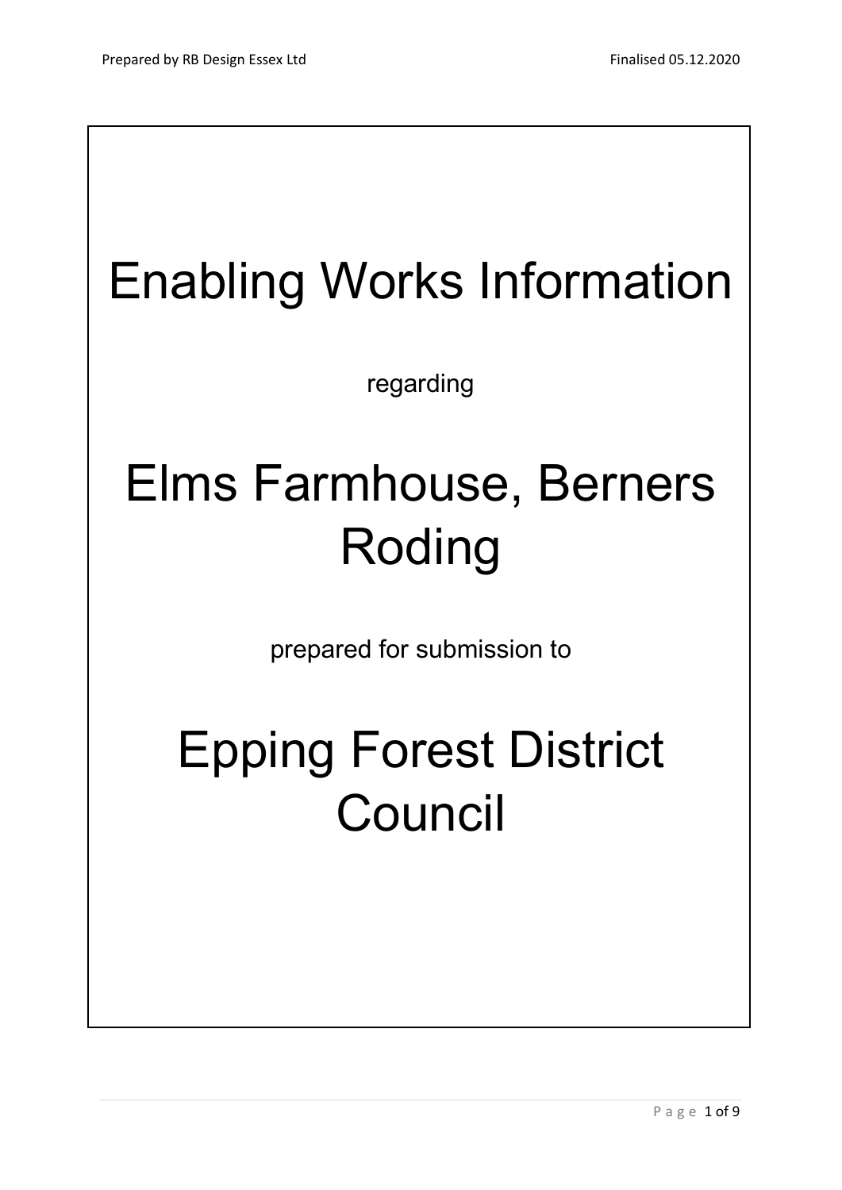# Enabling Works Information

regarding

# Elms Farmhouse, Berners Roding

prepared for submission to

# Epping Forest District Council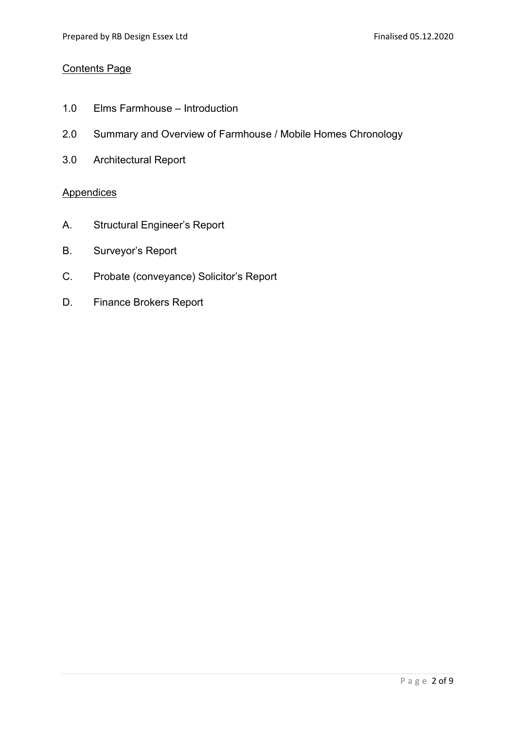## Contents Page

1.0 Elms Farmhouse – Introduction

2.0 Summary and Overview of Farmhouse / Mobile Homes Chronology

3.0 Architectural Report

## Appendices

A. Structural Engineer's Report

B. Surveyor's Report

C. Probate (conveyance) Solicitor's Report

D. Finance Brokers Report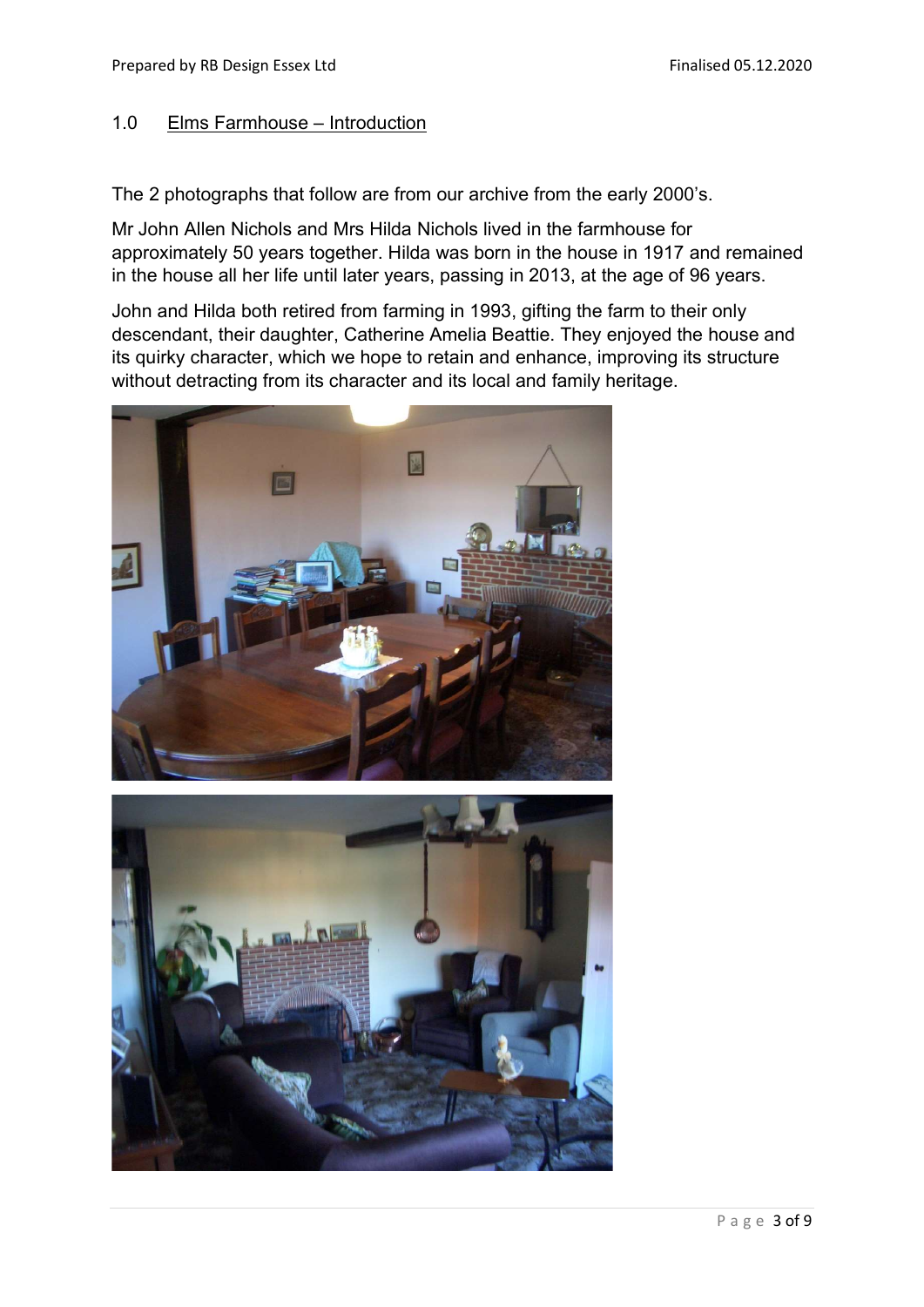## 1.0 Elms Farmhouse – Introduction

The 2 photographs that follow are from our archive from the early 2000's.

Mr John Allen Nichols and Mrs Hilda Nichols lived in the farmhouse for approximately 50 years together. Hilda was born in the house in 1917 and remained in the house all her life until later years, passing in 2013, at the age of 96 years.

John and Hilda both retired from farming in 1993, gifting the farm to their only descendant, their daughter, Catherine Amelia Beattie. They enjoyed the house and its quirky character, which we hope to retain and enhance, improving its structure without detracting from its character and its local and family heritage.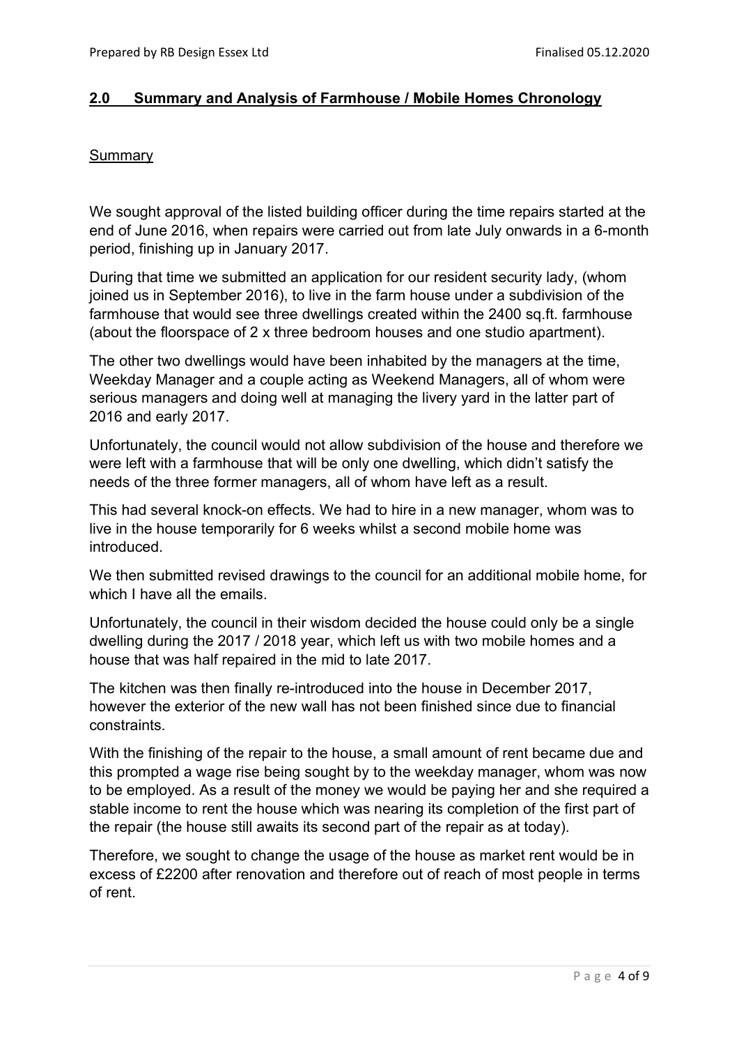## 2.0 Summary and Analysis of Farmhouse / Mobile Homes Chronology

### Summary

We sought approval of the listed building officer during the time repairs started at the end of June 2016, when repairs were carried out from late July onwards in a 6-month period, finishing up in January 2017.

During that time we submitted an application for our resident security lady, (whom joined us in September 2016), to live in the farm house under a subdivision of the farmhouse that would see three dwellings created within the 2400 sq.ft. farmhouse (about the floorspace of 2 x three bedroom houses and one studio apartment).

The other two dwellings would have been inhabited by the managers at the time, Weekday Manager and a couple acting as Weekend Managers, all of whom were serious managers and doing well at managing the livery yard in the latter part of 2016 and early 2017.

Unfortunately, the council would not allow subdivision of the house and therefore we were left with a farmhouse that will be only one dwelling, which didn't satisfy the needs of the three former managers, all of whom have left as a result.

This had several knock-on effects. We had to hire in a new manager, whom was to live in the house temporarily for 6 weeks whilst a second mobile home was introduced.

We then submitted revised drawings to the council for an additional mobile home, for which I have all the emails.

Unfortunately, the council in their wisdom decided the house could only be a single dwelling during the 2017 / 2018 year, which left us with two mobile homes and a house that was half repaired in the mid to late 2017.

The kitchen was then finally re-introduced into the house in December 2017, however the exterior of the new wall has not been finished since due to financial constraints.

With the finishing of the repair to the house, a small amount of rent became due and this prompted a wage rise being sought by to the weekday manager, whom was now to be employed. As a result of the money we would be paying her and she required a stable income to rent the house which was nearing its completion of the first part of the repair (the house still awaits its second part of the repair as at today).

Therefore, we sought to change the usage of the house as market rent would be in excess of £2200 after renovation and therefore out of reach of most people in terms of rent.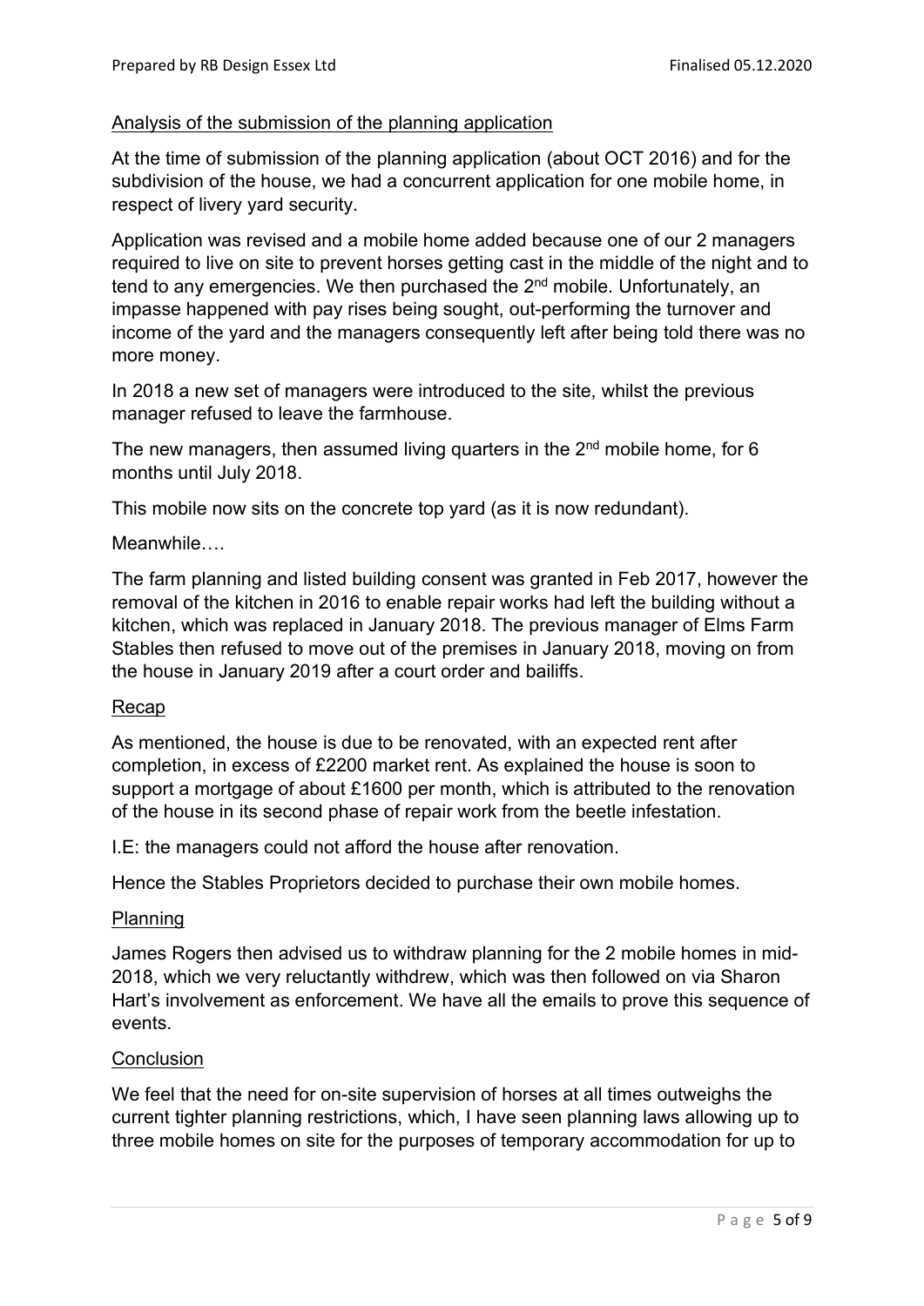Analysis of the submission of the planning application

At the time of submission of the planning application (about OCT 2016) and for the subdivision of the house, we had a concurrent application for one mobile home, in respect of livery yard security.

Application was revised and a mobile home added because one of our 2 managers required to live on site to prevent horses getting cast in the middle of the night and to tend to any emergencies. We then purchased the 2nd mobile. Unfortunately, an impasse happened with pay rises being sought, out-performing the turnover and income of the yard and the managers consequently left after being told there was no more money.

In 2018 a new set of managers were introduced to the site, whilst the previous manager refused to leave the farmhouse.

The new managers, then assumed living quarters in the 2nd mobile home, for 6 months until July 2018.

This mobile now sits on the concrete top yard (as it is now redundant).

Meanwhile….

The farm planning and listed building consent was granted in Feb 2017, however the removal of the kitchen in 2016 to enable repair works had left the building without a kitchen, which was replaced in January 2018. The previous manager of Elms Farm Stables then refused to move out of the premises in January 2018, moving on from the house in January 2019 after a court order and bailiffs.

Recap

As mentioned, the house is due to be renovated, with an expected rent after completion, in excess of £2200 market rent. As explained the house is soon to support a mortgage of about £1600 per month, which is attributed to the renovation of the house in its second phase of repair work from the beetle infestation.

I.E: the managers could not afford the house after renovation.

Hence the Stables Proprietors decided to purchase their own mobile homes.

Planning

James Rogers then advised us to withdraw planning for the 2 mobile homes in mid-2018, which we very reluctantly withdrew, which was then followed on via Sharon Hart's involvement as enforcement. We have all the emails to prove this sequence of events.

Conclusion

We feel that the need for on-site supervision of horses at all times outweighs the current tighter planning restrictions, which, I have seen planning laws allowing up to three mobile homes on site for the purposes of temporary accommodation for up to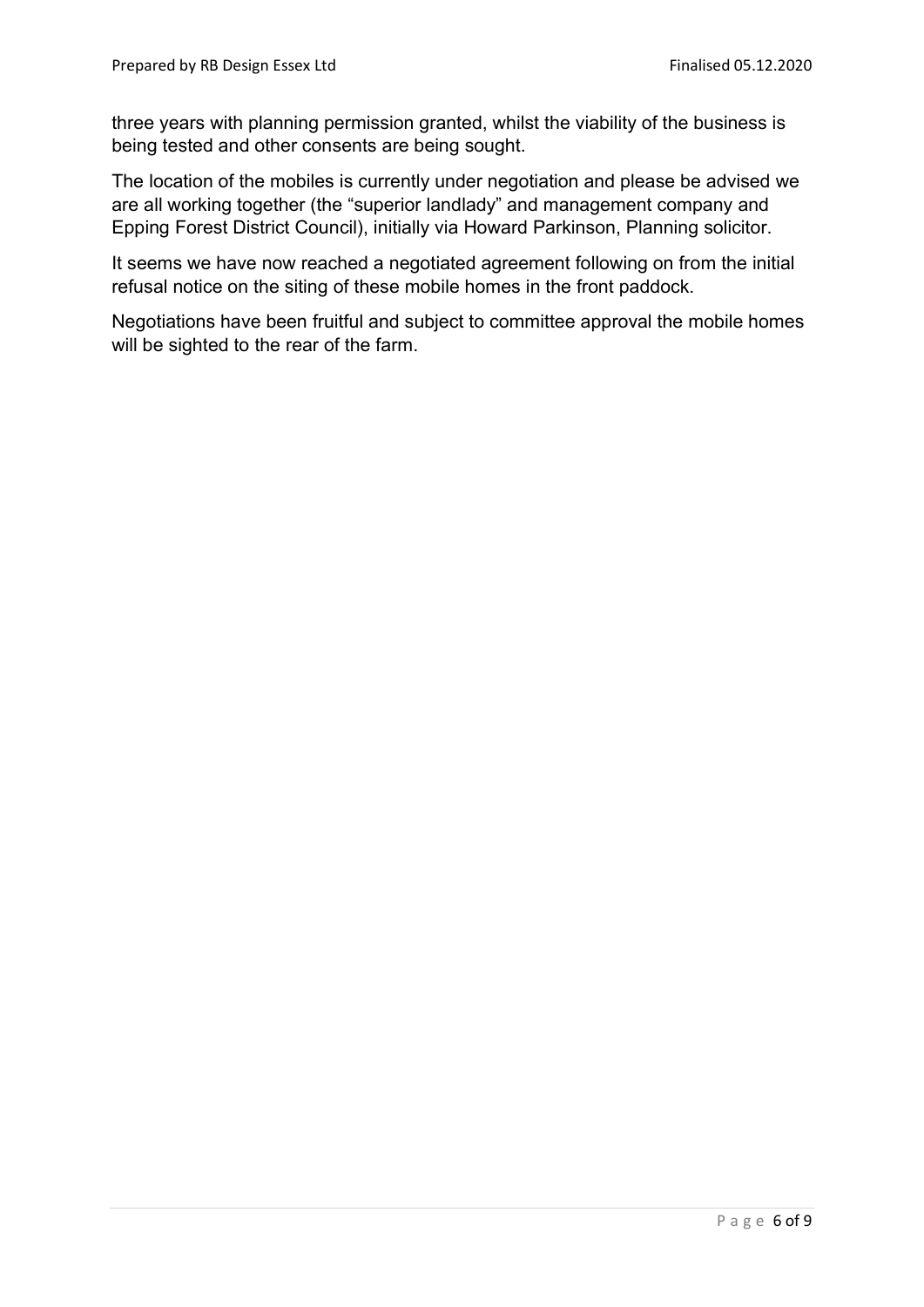three years with planning permission granted, whilst the viability of the business is being tested and other consents are being sought.

The location of the mobiles is currently under negotiation and please be advised we are all working together (the "superior landlady" and management company and Epping Forest District Council), initially via Howard Parkinson, Planning solicitor.

It seems we have now reached a negotiated agreement following on from the initial refusal notice on the siting of these mobile homes in the front paddock.

Negotiations have been fruitful and subject to committee approval the mobile homes will be sighted to the rear of the farm.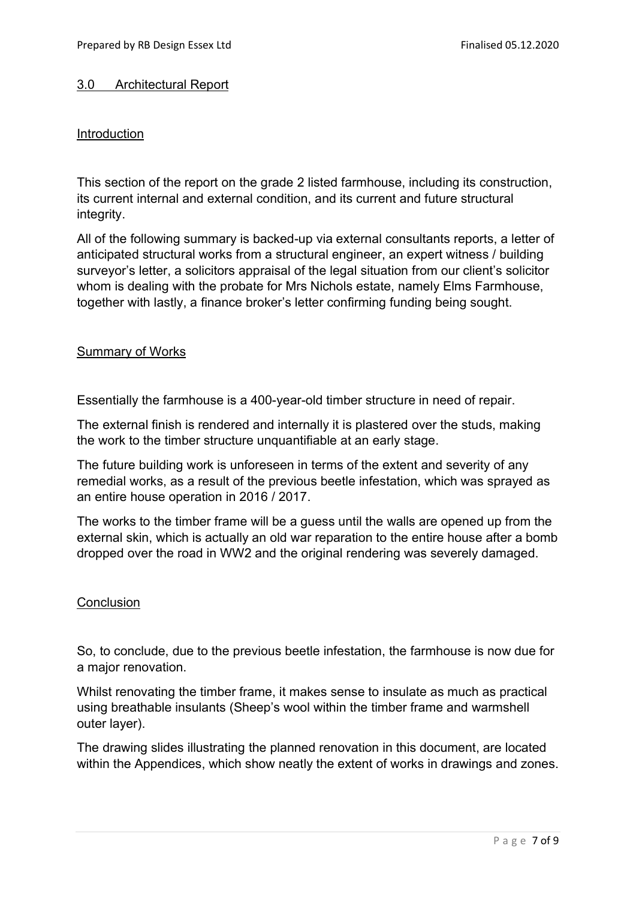## 3.0 Architectural Report

### Introduction

This section of the report on the grade 2 listed farmhouse, including its construction, its current internal and external condition, and its current and future structural integrity.

All of the following summary is backed-up via external consultants reports, a letter of anticipated structural works from a structural engineer, an expert witness / building surveyor's letter, a solicitors appraisal of the legal situation from our client's solicitor whom is dealing with the probate for Mrs Nichols estate, namely Elms Farmhouse, together with lastly, a finance broker's letter confirming funding being sought.

### Summary of Works

Essentially the farmhouse is a 400-year-old timber structure in need of repair.

The external finish is rendered and internally it is plastered over the studs, making the work to the timber structure unquantifiable at an early stage.

The future building work is unforeseen in terms of the extent and severity of any remedial works, as a result of the previous beetle infestation, which was sprayed as an entire house operation in 2016 / 2017.

The works to the timber frame will be a guess until the walls are opened up from the external skin, which is actually an old war reparation to the entire house after a bomb dropped over the road in WW2 and the original rendering was severely damaged.

### Conclusion

So, to conclude, due to the previous beetle infestation, the farmhouse is now due for a major renovation.

Whilst renovating the timber frame, it makes sense to insulate as much as practical using breathable insulants (Sheep's wool within the timber frame and warmshell outer layer).

The drawing slides illustrating the planned renovation in this document, are located within the Appendices, which show neatly the extent of works in drawings and zones.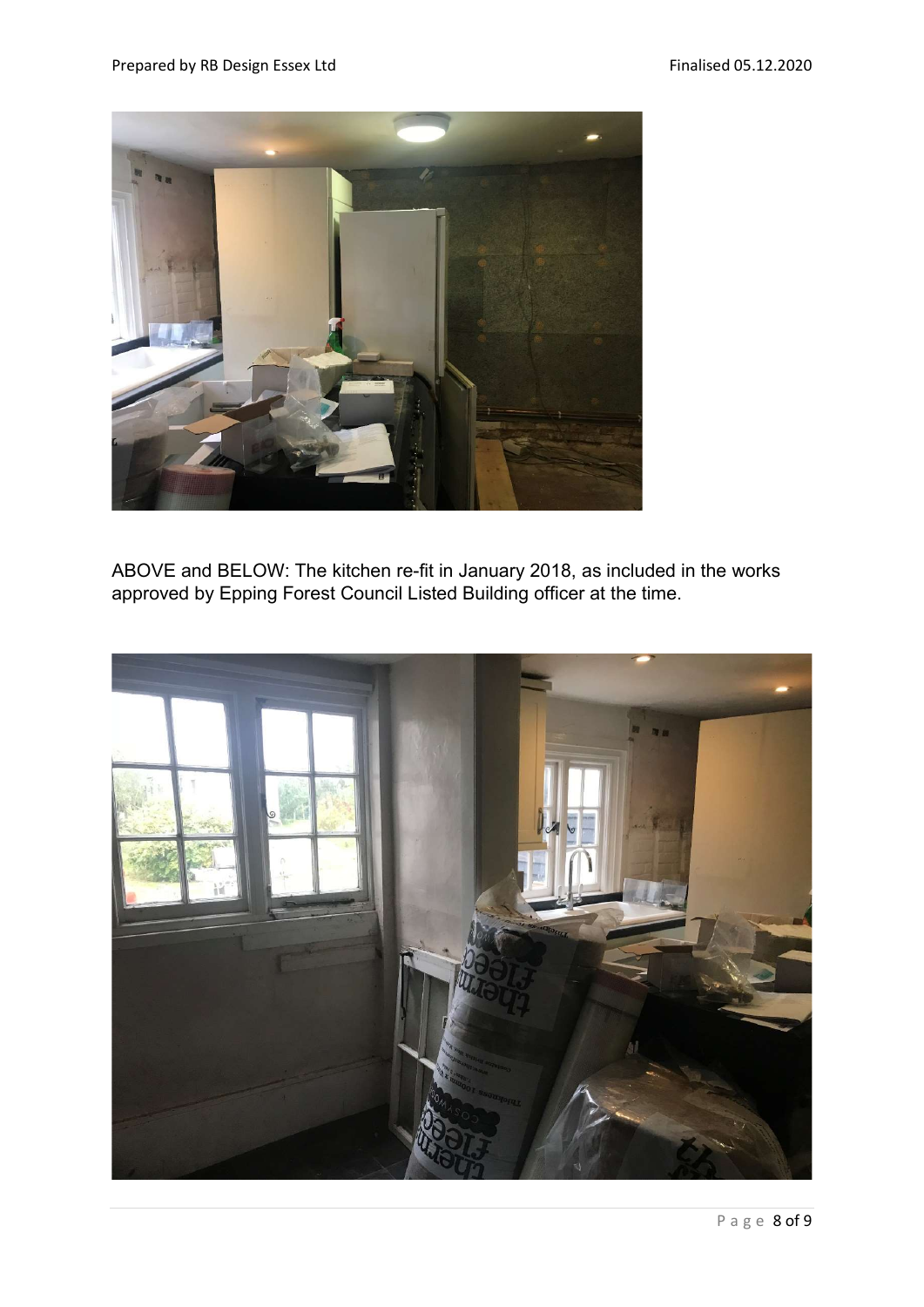ABOVE and BELOW: The kitchen re-fit in January 2018, as included in the works approved by Epping Forest Council Listed Building officer at the time.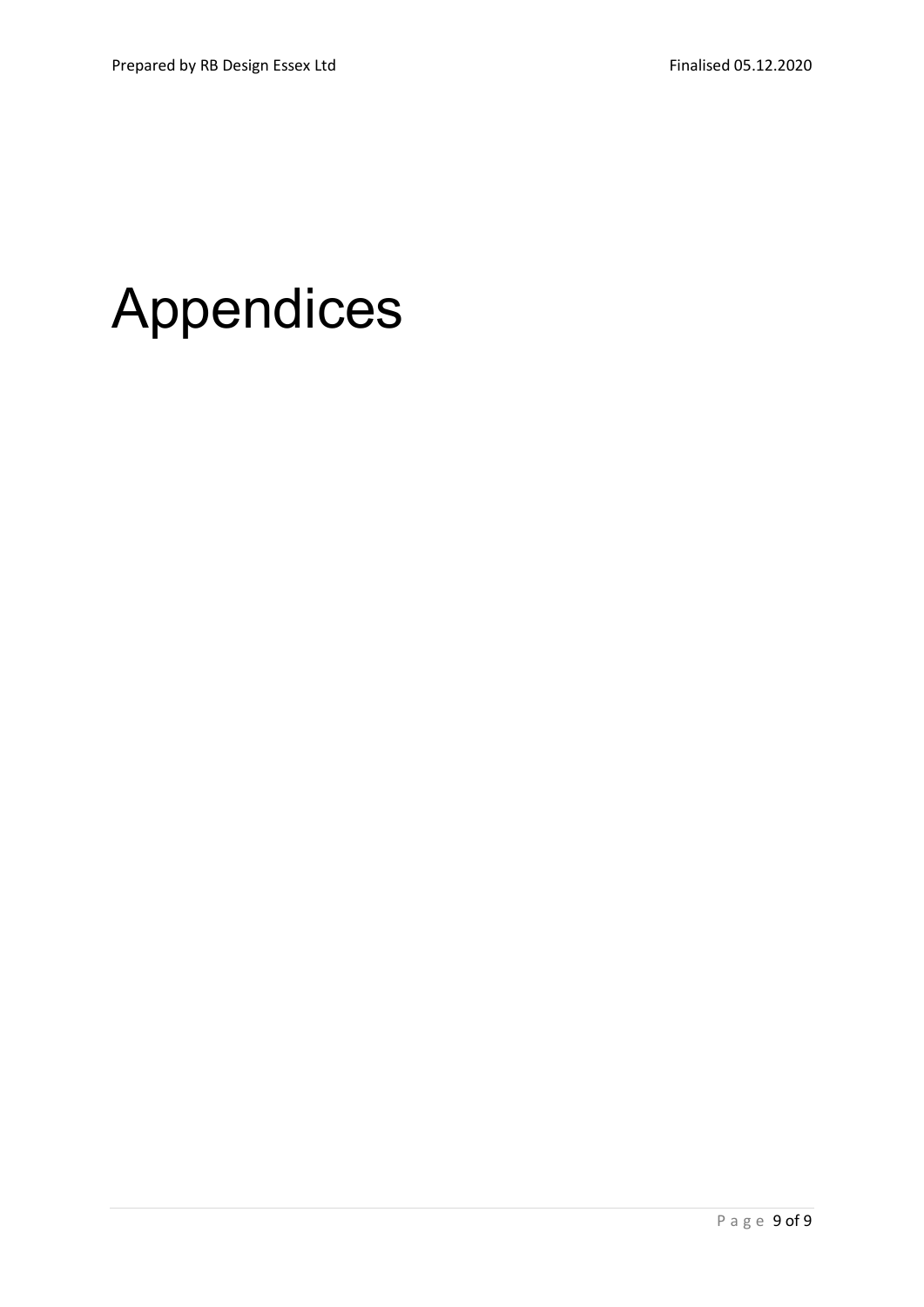# Appendices